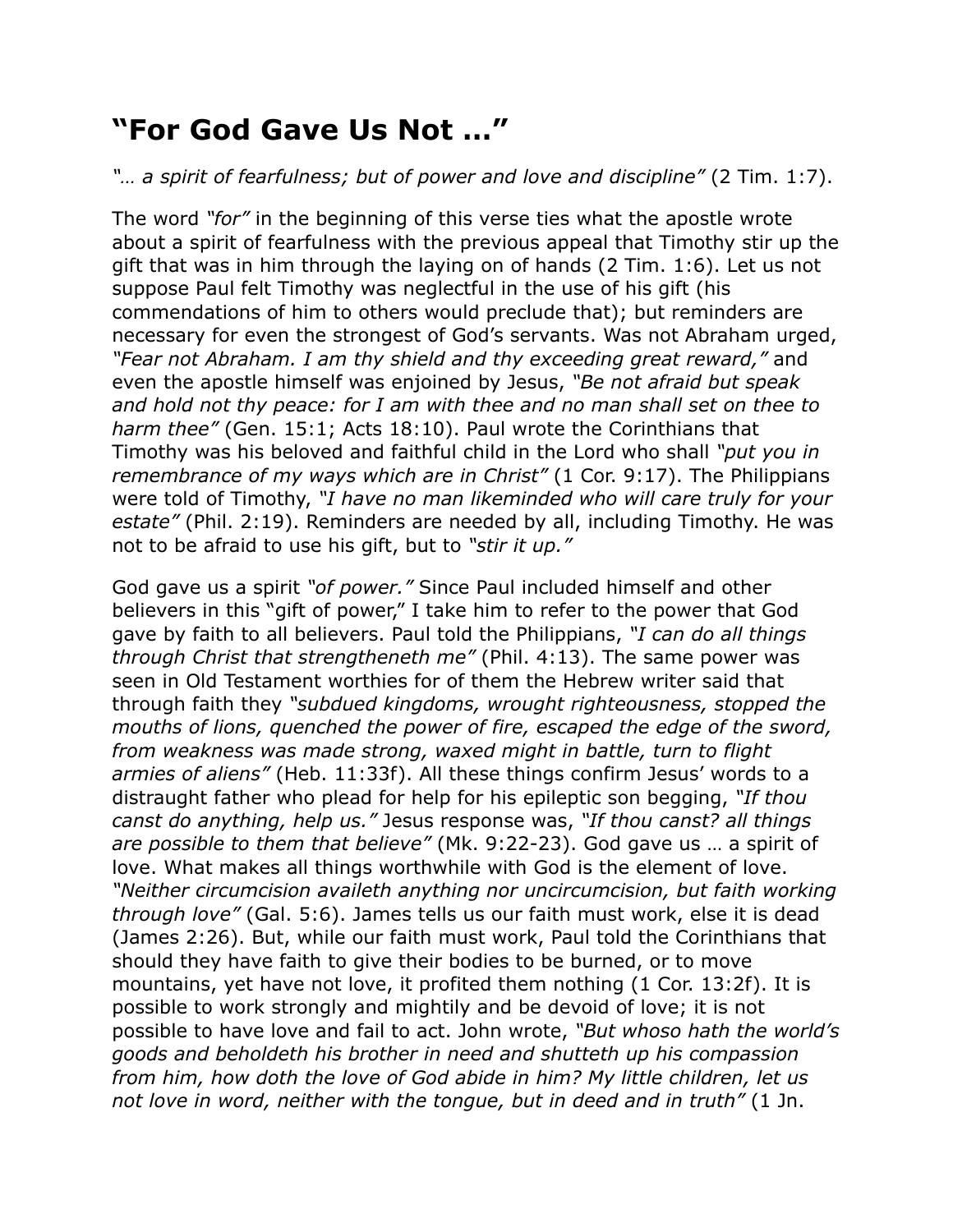# "For God Gave Us Not …"

*"… a spirit of fearfulness; but of power and love and discipline"* (2 Tim. 1:7).

The word *"for"* in the beginning of this verse ties what the apostle wrote about a spirit of fearfulness with the previous appeal that Timothy stir up the gift that was in him through the laying on of hands (2 Tim. 1:6). Let us not suppose Paul felt Timothy was neglectful in the use of his gift (his commendations of him to others would preclude that); but reminders are necessary for even the strongest of God's servants. Was not Abraham urged, *"Fear not Abraham. I am thy shield and thy exceeding great reward,"* and even the apostle himself was enjoined by Jesus, *"Be not afraid but speak and hold not thy peace: for I am with thee and no man shall set on thee to harm thee"* (Gen. 15:1; Acts 18:10). Paul wrote the Corinthians that Timothy was his beloved and faithful child in the Lord who shall *"put you in remembrance of my ways which are in Christ"* (1 Cor. 9:17). The Philippians were told of Timothy, *"I have no man likeminded who will care truly for your estate"* (Phil. 2:19). Reminders are needed by all, including Timothy. He was not to be afraid to use his gift, but to *"stir it up."*

God gave us a spirit *"of power."* Since Paul included himself and other believers in this "gift of power," I take him to refer to the power that God gave by faith to all believers. Paul told the Philippians, *"I can do all things through Christ that strengtheneth me"* (Phil. 4:13). The same power was seen in Old Testament worthies for of them the Hebrew writer said that through faith they *"subdued kingdoms, wrought righteousness, stopped the mouths of lions, quenched the power of fire, escaped the edge of the sword, from weakness was made strong, waxed might in battle, turn to flight armies of aliens"* (Heb. 11:33f). All these things confirm Jesus' words to a distraught father who plead for help for his epileptic son begging, *"If thou canst do anything, help us."* Jesus response was, *"If thou canst? all things are possible to them that believe"* (Mk. 9:22-23). God gave us … a spirit of love. What makes all things worthwhile with God is the element of love. *"Neither circumcision availeth anything nor uncircumcision, but faith working through love"* (Gal. 5:6). James tells us our faith must work, else it is dead (James 2:26). But, while our faith must work, Paul told the Corinthians that should they have faith to give their bodies to be burned, or to move mountains, yet have not love, it profited them nothing (1 Cor. 13:2f). It is possible to work strongly and mightily and be devoid of love; it is not possible to have love and fail to act. John wrote, *"But whoso hath the world's goods and beholdeth his brother in need and shutteth up his compassion from him, how doth the love of God abide in him? My little children, let us not love in word, neither with the tongue, but in deed and in truth"* (1 Jn.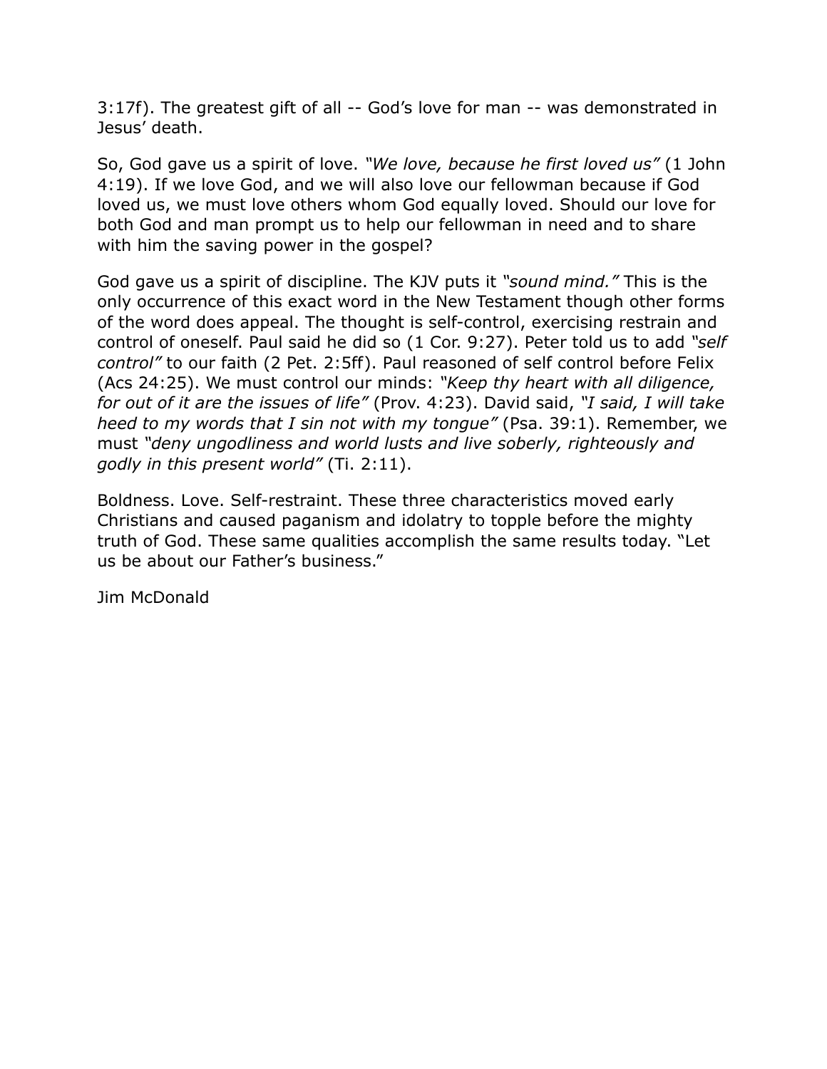3:17f). The greatest gift of all -- God's love for man -- was demonstrated in Jesus' death.

So, God gave us a spirit of love. *"We love, because he first loved us"* (1 John 4:19). If we love God, and we will also love our fellowman because if God loved us, we must love others whom God equally loved. Should our love for both God and man prompt us to help our fellowman in need and to share with him the saving power in the gospel?

God gave us a spirit of discipline. The KJV puts it *"sound mind."* This is the only occurrence of this exact word in the New Testament though other forms of the word does appeal. The thought is self-control, exercising restrain and control of oneself. Paul said he did so (1 Cor. 9:27). Peter told us to add *"self control"* to our faith (2 Pet. 2:5ff). Paul reasoned of self control before Felix (Acs 24:25). We must control our minds: *"Keep thy heart with all diligence, for out of it are the issues of life"* (Prov. 4:23). David said, *"I said, I will take heed to my words that I sin not with my tongue"* (Psa. 39:1). Remember, we must *"deny ungodliness and world lusts and live soberly, righteously and godly in this present world"* (Ti. 2:11).

Boldness. Love. Self-restraint. These three characteristics moved early Christians and caused paganism and idolatry to topple before the mighty truth of God. These same qualities accomplish the same results today. "Let us be about our Father's business."

Jim McDonald